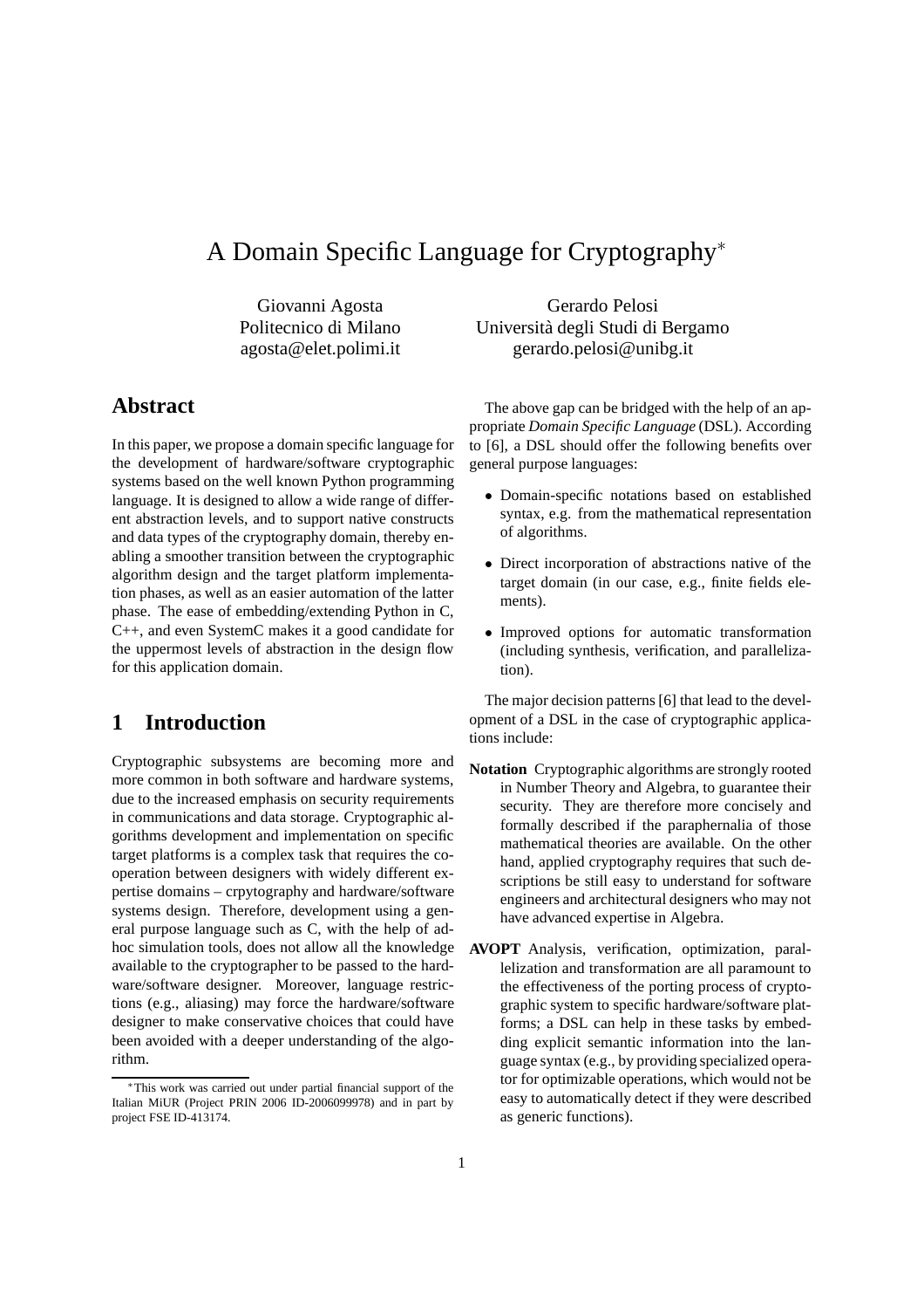# A Domain Specific Language for Cryptography*

Giovanni Agosta
Politecnico di Milano
agosta@elet.polimi.it

Gerardo Pelosi
Università degli Studi di Bergamo
gerardo.pelosi@unibg.it

## Abstract

In this paper, we propose a domain specific language for the development of hardware/software cryptographic systems based on the well known Python programming language. It is designed to allow a wide range of different abstraction levels, and to support native constructs and data types of the cryptography domain, thereby enabling a smoother transition between the cryptographic algorithm design and the target platform implementation phases, as well as an easier automation of the latter phase. The ease of embedding/extending Python in C, C++, and even SystemC makes it a good candidate for the uppermost levels of abstraction in the design flow for this application domain.

## 1 Introduction

Cryptographic subsystems are becoming more and more common in both software and hardware systems, due to the increased emphasis on security requirements in communications and data storage. Cryptographic algorithms development and implementation on specific target platforms is a complex task that requires the cooperation between designers with widely different expertise domains – crpytography and hardware/software systems design. Therefore, development using a general purpose language such as C, with the help of adhoc simulation tools, does not allow all the knowledge available to the cryptographer to be passed to the hardware/software designer. Moreover, language restrictions (e.g., aliasing) may force the hardware/software designer to make conservative choices that could have been avoided with a deeper understanding of the algorithm.

The above gap can be bridged with the help of an appropriate *Domain Specific Language* (DSL). According to [6], a DSL should offer the following benefits over general purpose languages:

- Domain-specific notations based on established syntax, e.g. from the mathematical representation of algorithms.
- Direct incorporation of abstractions native of the target domain (in our case, e.g., finite fields elements).
- Improved options for automatic transformation (including synthesis, verification, and parallelization).

The major decision patterns [6] that lead to the development of a DSL in the case of cryptographic applications include:

**Notation** Cryptographic algorithms are strongly rooted in Number Theory and Algebra, to guarantee their security. They are therefore more concisely and formally described if the paraphernalia of those mathematical theories are available. On the other hand, applied cryptography requires that such descriptions be still easy to understand for software engineers and architectural designers who may not have advanced expertise in Algebra.

**AVOPT** Analysis, verification, optimization, parallelization and transformation are all paramount to the effectiveness of the porting process of cryptographic system to specific hardware/software platforms; a DSL can help in these tasks by embedding explicit semantic information into the language syntax (e.g., by providing specialized operator for optimizable operations, which would not be easy to automatically detect if they were described as generic functions).

*This work was carried out under partial financial support of the Italian MiUR (Project PRIN 2006 ID-2006099978) and in part by project FSE ID-413174.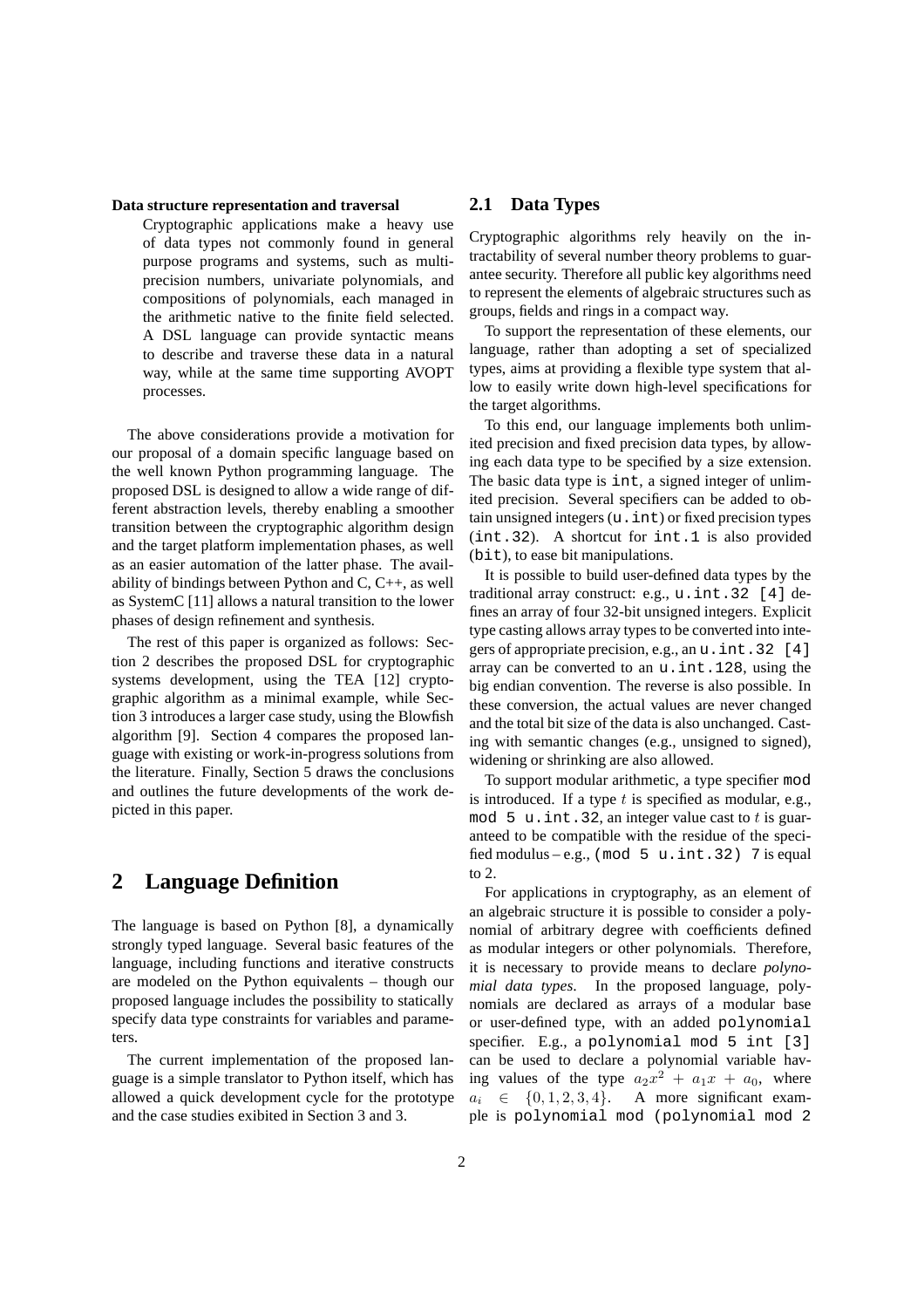**Data structure representation and traversal**

Cryptographic applications make a heavy use of data types not commonly found in general purpose programs and systems, such as multi-precision numbers, univariate polynomials, and compositions of polynomials, each managed in the arithmetic native to the finite field selected. A DSL language can provide syntactic means to describe and traverse these data in a natural way, while at the same time supporting AVOPT processes.

The above considerations provide a motivation for our proposal of a domain specific language based on the well known Python programming language. The proposed DSL is designed to allow a wide range of different abstraction levels, thereby enabling a smoother transition between the cryptographic algorithm design and the target platform implementation phases, as well as an easier automation of the latter phase. The availability of bindings between Python and C, C++, as well as SystemC [11] allows a natural transition to the lower phases of design refinement and synthesis.

The rest of this paper is organized as follows: Section 2 describes the proposed DSL for cryptographic systems development, using the TEA [12] cryptographic algorithm as a minimal example, while Section 3 introduces a larger case study, using the Blowfish algorithm [9]. Section 4 compares the proposed language with existing or work-in-progress solutions from the literature. Finally, Section 5 draws the conclusions and outlines the future developments of the work depicted in this paper.

# 2 Language Definition

The language is based on Python [8], a dynamically strongly typed language. Several basic features of the language, including functions and iterative constructs are modeled on the Python equivalents – though our proposed language includes the possibility to statically specify data type constraints for variables and parameters.

The current implementation of the proposed language is a simple translator to Python itself, which has allowed a quick development cycle for the prototype and the case studies exibited in Section 3 and 3.

## 2.1 Data Types

Cryptographic algorithms rely heavily on the intractability of several number theory problems to guarantee security. Therefore all public key algorithms need to represent the elements of algebraic structures such as groups, fields and rings in a compact way.

To support the representation of these elements, our language, rather than adopting a set of specialized types, aims at providing a flexible type system that allow to easily write down high-level specifications for the target algorithms.

To this end, our language implements both unlimited precision and fixed precision data types, by allowing each data type to be specified by a size extension. The basic data type is `int`, a signed integer of unlimited precision. Several specifiers can be added to obtain unsigned integers (`u.int`) or fixed precision types (`int.32`). A shortcut for `int.1` is also provided (`bit`), to ease bit manipulations.

It is possible to build user-defined data types by the traditional array construct: e.g., `u.int.32 [4]` defines an array of four 32-bit unsigned integers. Explicit type casting allows array types to be converted into integers of appropriate precision, e.g., an `u.int.32 [4]` array can be converted to an `u.int.128`, using the big endian convention. The reverse is also possible. In these conversion, the actual values are never changed and the total bit size of the data is also unchanged. Casting with semantic changes (e.g., unsigned to signed), widening or shrinking are also allowed.

To support modular arithmetic, a type specifier `mod` is introduced. If a type $t$ is specified as modular, e.g., `mod 5 u.int.32`, an integer value cast to $t$ is guaranteed to be compatible with the residue of the specified modulus – e.g., `(mod 5 u.int.32) 7` is equal to 2.

For applications in cryptography, as an element of an algebraic structure it is possible to consider a polynomial of arbitrary degree with coefficients defined as modular integers or other polynomials. Therefore, it is necessary to provide means to declare *polynomial data types*. In the proposed language, polynomials are declared as arrays of a modular base or user-defined type, with an added `polynomial` specifier. E.g., a `polynomial mod 5 int [3]` can be used to declare a polynomial variable having values of the type $a_2x^2 + a_1x + a_0$, where $a_i \in \{0, 1, 2, 3, 4\}$. A more significant example is `polynomial mod (polynomial mod 2`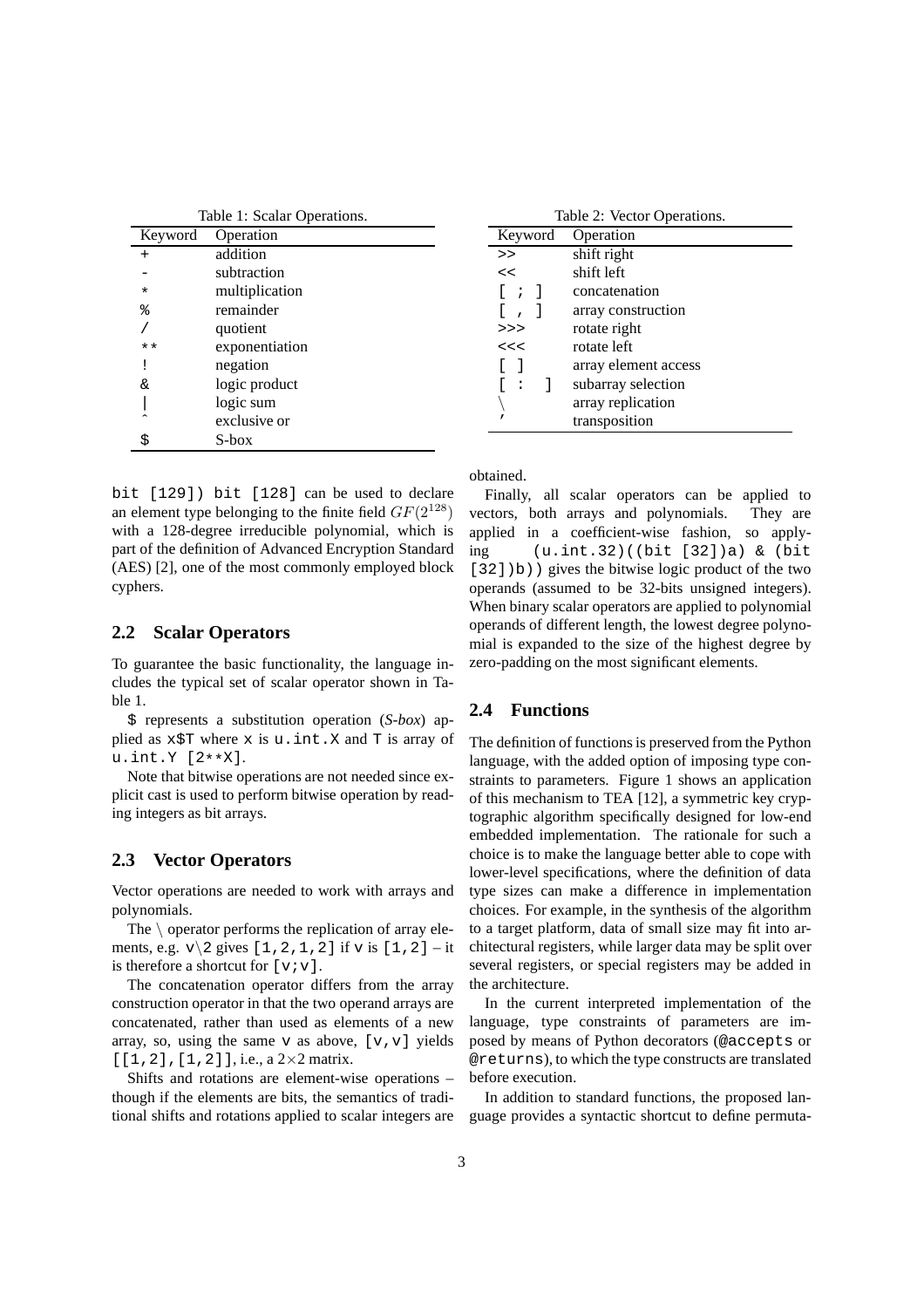Table 1: Scalar Operations.

| Keyword | Operation |
|---|---|
| + | addition |
| - | subtraction |
| * | multiplication |
| % | remainder |
| / | quotient |
| ** | exponentiation |
| ! | negation |
| & | logic product |
| \| | logic sum |
| ^ | exclusive or |
| $ | S-box |

Table 2: Vector Operations.

| Keyword | Operation |
|---|---|
| >> | shift right |
| << | shift left |
| [ ; ] | concatenation |
| [ , ] | array construction |
| >>> | rotate right |
| <<< | rotate left |
| [ ] | array element access |
| [ : ] | subarray selection |
| \ | array replication |
| ' | transposition |

bit [129]) bit [128] can be used to declare an element type belonging to the finite field $GF(2^{128})$ with a 128-degree irreducible polynomial, which is part of the definition of Advanced Encryption Standard (AES) [2], one of the most commonly employed block cyphers.

## 2.2 Scalar Operators

To guarantee the basic functionality, the language includes the typical set of scalar operator shown in Table 1.

`$` represents a substitution operation (*S-box*) applied as `x$T` where `x` is `u.int.X` and `T` is array of `u.int.Y [2**X]`.

Note that bitwise operations are not needed since explicit cast is used to perform bitwise operation by reading integers as bit arrays.

## 2.3 Vector Operators

Vector operations are needed to work with arrays and polynomials.

The \ operator performs the replication of array elements, e.g. `v\2` gives `[1,2,1,2]` if `v` is `[1,2]` – it is therefore a shortcut for `[v;v]`.

The concatenation operator differs from the array construction operator in that the two operand arrays are concatenated, rather than used as elements of a new array, so, using the same `v` as above, `[v,v]` yields `[[1,2],[1,2]]`, i.e., a $2\times2$ matrix.

Shifts and rotations are element-wise operations – though if the elements are bits, the semantics of traditional shifts and rotations applied to scalar integers are obtained.

Finally, all scalar operators can be applied to vectors, both arrays and polynomials. They are applied in a coefficient-wise fashion, so applying `(u.int.32)((bit [32])a) & (bit [32])b))` gives the bitwise logic product of the two operands (assumed to be 32-bits unsigned integers). When binary scalar operators are applied to polynomial operands of different length, the lowest degree polynomial is expanded to the size of the highest degree by zero-padding on the most significant elements.

## 2.4 Functions

The definition of functions is preserved from the Python language, with the added option of imposing type constraints to parameters. Figure 1 shows an application of this mechanism to TEA [12], a symmetric key cryptographic algorithm specifically designed for low-end embedded implementation. The rationale for such a choice is to make the language better able to cope with lower-level specifications, where the definition of data type sizes can make a difference in implementation choices. For example, in the synthesis of the algorithm to a target platform, data of small size may fit into architectural registers, while larger data may be split over several registers, or special registers may be added in the architecture.

In the current interpreted implementation of the language, type constraints of parameters are imposed by means of Python decorators (`@accepts` or `@returns`), to which the type constructs are translated before execution.

In addition to standard functions, the proposed language provides a syntactic shortcut to define permuta-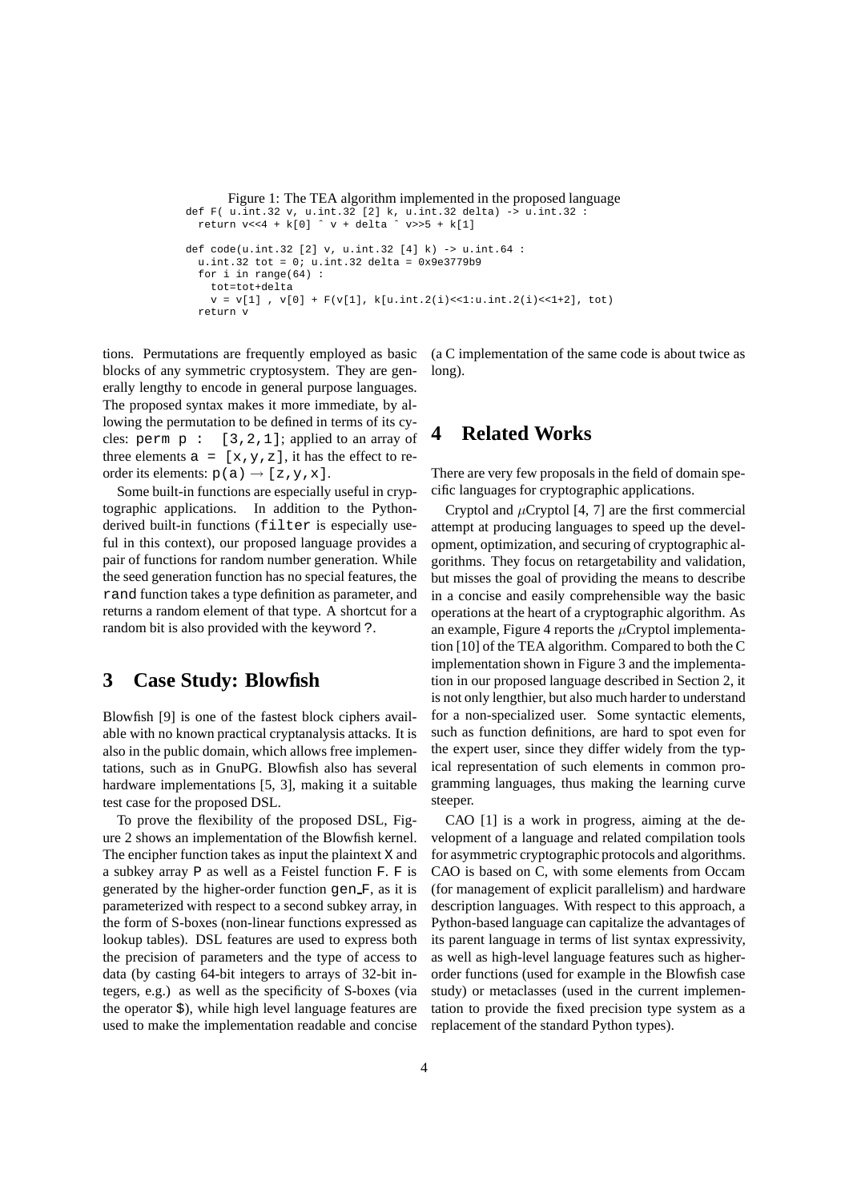Figure 1: The TEA algorithm implemented in the proposed language

```
def F( u.int.32 v, u.int.32 [2] k, u.int.32 delta) -> u.int.32 :
  return v<<4 + k[0] ^ v + delta ^ v>>5 + k[1]

def code(u.int.32 [2] v, u.int.32 [4] k) -> u.int.64 :
  u.int.32 tot = 0; u.int.32 delta = 0x9e3779b9
  for i in range(64) :
    tot=tot+delta
    v = v[1] , v[0] + F(v[1], k[u.int.2(i)<<1:u.int.2(i)<<1+2], tot)
  return v
```

tions. Permutations are frequently employed as basic blocks of any symmetric cryptosystem. They are generally lengthy to encode in general purpose languages. The proposed syntax makes it more immediate, by allowing the permutation to be defined in terms of its cycles: `perm p : [3,2,1]`; applied to an array of three elements `a = [x,y,z]`, it has the effect to reorder its elements: `p(a)` $\rightarrow$ `[z,y,x]`.

Some built-in functions are especially useful in cryptographic applications. In addition to the Python-derived built-in functions (`filter` is especially useful in this context), our proposed language provides a pair of functions for random number generation. While the seed generation function has no special features, the `rand` function takes a type definition as parameter, and returns a random element of that type. A shortcut for a random bit is also provided with the keyword `?`.

## 3 Case Study: Blowfish

Blowfish [9] is one of the fastest block ciphers available with no known practical cryptanalysis attacks. It is also in the public domain, which allows free implementations, such as in GnuPG. Blowfish also has several hardware implementations [5, 3], making it a suitable test case for the proposed DSL.

To prove the flexibility of the proposed DSL, Figure 2 shows an implementation of the Blowfish kernel. The encipher function takes as input the plaintext `X` and a subkey array `P` as well as a Feistel function `F`. `F` is generated by the higher-order function `gen_F`, as it is parameterized with respect to a second subkey array, in the form of S-boxes (non-linear functions expressed as lookup tables). DSL features are used to express both the precision of parameters and the type of access to data (by casting 64-bit integers to arrays of 32-bit integers, e.g.) as well as the specificity of S-boxes (via the operator `$`), while high level language features are used to make the implementation readable and concise (a C implementation of the same code is about twice as long).

## 4 Related Works

There are very few proposals in the field of domain specific languages for cryptographic applications.

Cryptol and $\mu$Cryptol [4, 7] are the first commercial attempt at producing languages to speed up the development, optimization, and securing of cryptographic algorithms. They focus on retargetability and validation, but misses the goal of providing the means to describe in a concise and easily comprehensible way the basic operations at the heart of a cryptographic algorithm. As an example, Figure 4 reports the $\mu$Cryptol implementation [10] of the TEA algorithm. Compared to both the C implementation shown in Figure 3 and the implementation in our proposed language described in Section 2, it is not only lengthier, but also much harder to understand for a non-specialized user. Some syntactic elements, such as function definitions, are hard to spot even for the expert user, since they differ widely from the typical representation of such elements in common programming languages, thus making the learning curve steeper.

CAO [1] is a work in progress, aiming at the development of a language and related compilation tools for asymmetric cryptographic protocols and algorithms. CAO is based on C, with some elements from Occam (for management of explicit parallelism) and hardware description languages. With respect to this approach, a Python-based language can capitalize the advantages of its parent language in terms of list syntax expressivity, as well as high-level language features such as higher-order functions (used for example in the Blowfish case study) or metaclasses (used in the current implementation to provide the fixed precision type system as a replacement of the standard Python types).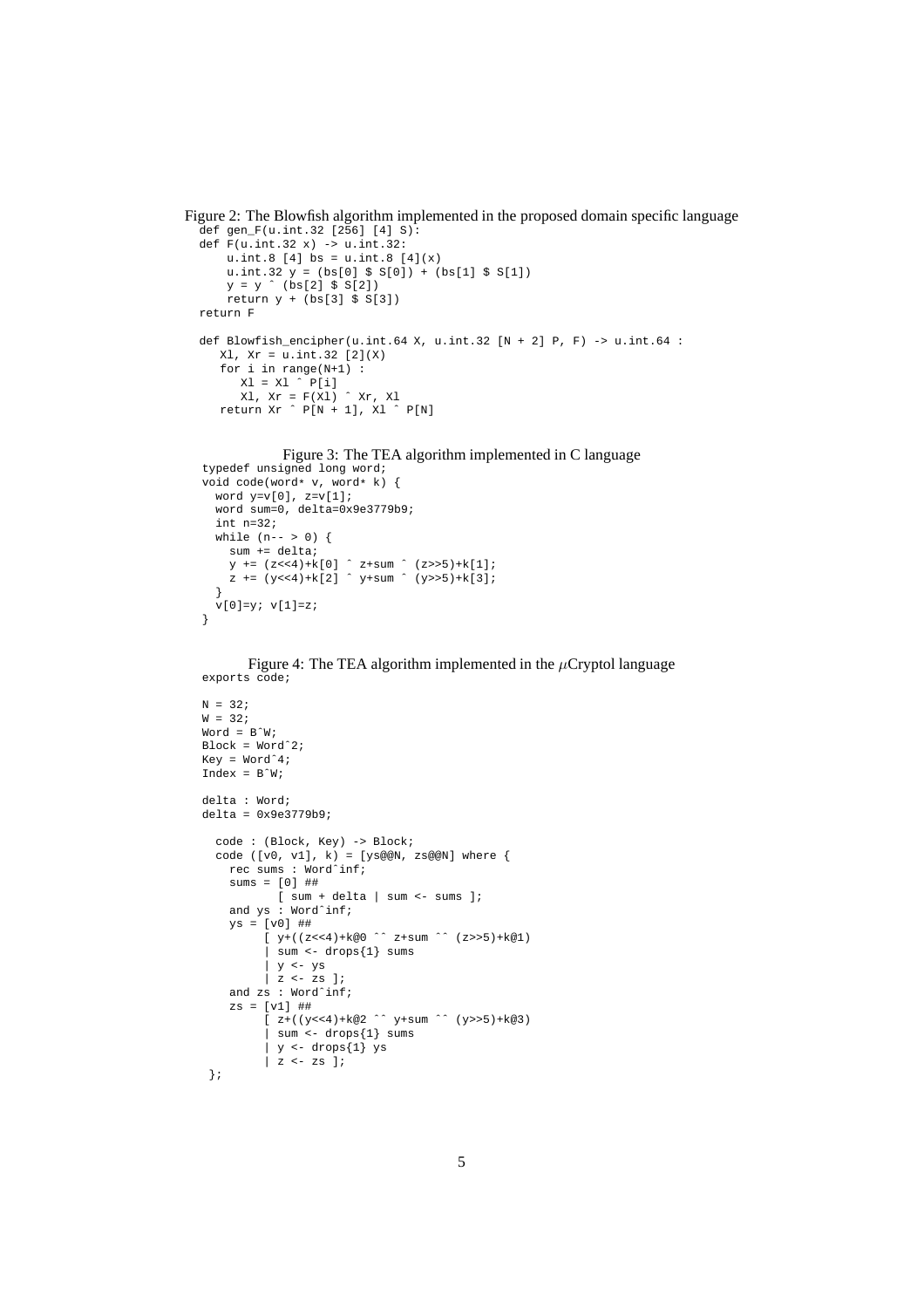Figure 2: The Blowfish algorithm implemented in the proposed domain specific language

```
def gen_F(u.int.32 [256] [4] S):
def F(u.int.32 x) -> u.int.32:
    u.int.8 [4] bs = u.int.8 [4](x)
    u.int.32 y = (bs[0] $ S[0]) + (bs[1] $ S[1])
    y = y ^ (bs[2] $ S[2])
    return y + (bs[3] $ S[3])
return F

def Blowfish_encipher(u.int.64 X, u.int.32 [N + 2] P, F) -> u.int.64 :
   Xl, Xr = u.int.32 [2](X)
   for i in range(N+1) :
      Xl = Xl ^ P[i]
      Xl, Xr = F(Xl) ^ Xr, Xl
   return Xr ^ P[N + 1], Xl ^ P[N]
```

Figure 3: The TEA algorithm implemented in C language

```
typedef unsigned long word;
void code(word* v, word* k) {
  word y=v[0], z=v[1];
  word sum=0, delta=0x9e3779b9;
  int n=32;
  while (n-- > 0) {
    sum += delta;
    y += (z<<4)+k[0] ^ z+sum ^ (z>>5)+k[1];
    z += (y<<4)+k[2] ^ y+sum ^ (y>>5)+k[3];
  }
  v[0]=y; v[1]=z;
}
```

Figure 4: The TEA algorithm implemented in the $\mu$Cryptol language

```
exports code;

N = 32;
W = 32;
Word = B^W;
Block = Word^2;
Key = Word^4;
Index = B^W;

delta : Word;
delta = 0x9e3779b9;

  code : (Block, Key) -> Block;
  code ([v0, v1], k) = [ys@@N, zs@@N] where {
    rec sums : Word^inf;
    sums = [0] ##
           [ sum + delta | sum <- sums ];
    and ys : Word^inf;
    ys = [v0] ##
         [ y+((z<<4)+k@0 ^^ z+sum ^^ (z>>5)+k@1)
         | sum <- drops{1} sums
         | y <- ys
         | z <- zs ];
    and zs : Word^inf;
    zs = [v1] ##
         [ z+((y<<4)+k@2 ^^ y+sum ^^ (y>>5)+k@3)
         | sum <- drops{1} sums
         | y <- drops{1} ys
         | z <- zs ];
 };
```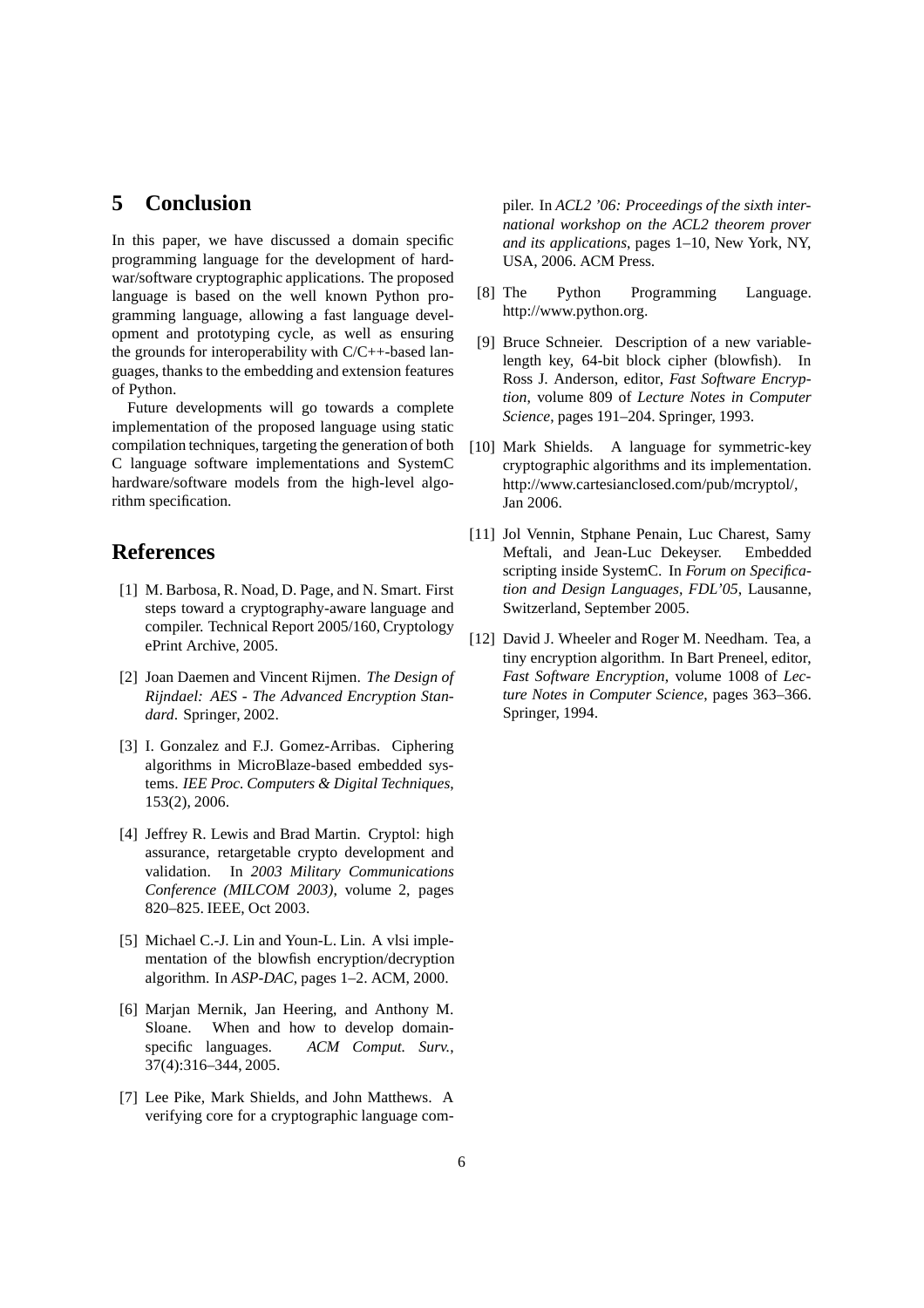## 5 Conclusion

In this paper, we have discussed a domain specific programming language for the development of hardwar/software cryptographic applications. The proposed language is based on the well known Python programming language, allowing a fast language development and prototyping cycle, as well as ensuring the grounds for interoperability with C/C++-based languages, thanks to the embedding and extension features of Python.

Future developments will go towards a complete implementation of the proposed language using static compilation techniques, targeting the generation of both C language software implementations and SystemC hardware/software models from the high-level algorithm specification.

## References

[1] M. Barbosa, R. Noad, D. Page, and N. Smart. First steps toward a cryptography-aware language and compiler. Technical Report 2005/160, Cryptology ePrint Archive, 2005.

[2] Joan Daemen and Vincent Rijmen. *The Design of Rijndael: AES - The Advanced Encryption Standard*. Springer, 2002.

[3] I. Gonzalez and F.J. Gomez-Arribas. Ciphering algorithms in MicroBlaze-based embedded systems. *IEE Proc. Computers & Digital Techniques*, 153(2), 2006.

[4] Jeffrey R. Lewis and Brad Martin. Cryptol: high assurance, retargetable crypto development and validation. In *2003 Military Communications Conference (MILCOM 2003)*, volume 2, pages 820–825. IEEE, Oct 2003.

[5] Michael C.-J. Lin and Youn-L. Lin. A vlsi implementation of the blowfish encryption/decryption algorithm. In *ASP-DAC*, pages 1–2. ACM, 2000.

[6] Marjan Mernik, Jan Heering, and Anthony M. Sloane. When and how to develop domain-specific languages. *ACM Comput. Surv.*, 37(4):316–344, 2005.

[7] Lee Pike, Mark Shields, and John Matthews. A verifying core for a cryptographic language compiler. In *ACL2 '06: Proceedings of the sixth international workshop on the ACL2 theorem prover and its applications*, pages 1–10, New York, NY, USA, 2006. ACM Press.

[8] The Python Programming Language. http://www.python.org.

[9] Bruce Schneier. Description of a new variable-length key, 64-bit block cipher (blowfish). In Ross J. Anderson, editor, *Fast Software Encryption*, volume 809 of *Lecture Notes in Computer Science*, pages 191–204. Springer, 1993.

[10] Mark Shields. A language for symmetric-key cryptographic algorithms and its implementation. http://www.cartesianclosed.com/pub/mcryptol/, Jan 2006.

[11] Jol Vennin, Stphane Penain, Luc Charest, Samy Meftali, and Jean-Luc Dekeyser. Embedded scripting inside SystemC. In *Forum on Specification and Design Languages, FDL'05*, Lausanne, Switzerland, September 2005.

[12] David J. Wheeler and Roger M. Needham. Tea, a tiny encryption algorithm. In Bart Preneel, editor, *Fast Software Encryption*, volume 1008 of *Lecture Notes in Computer Science*, pages 363–366. Springer, 1994.